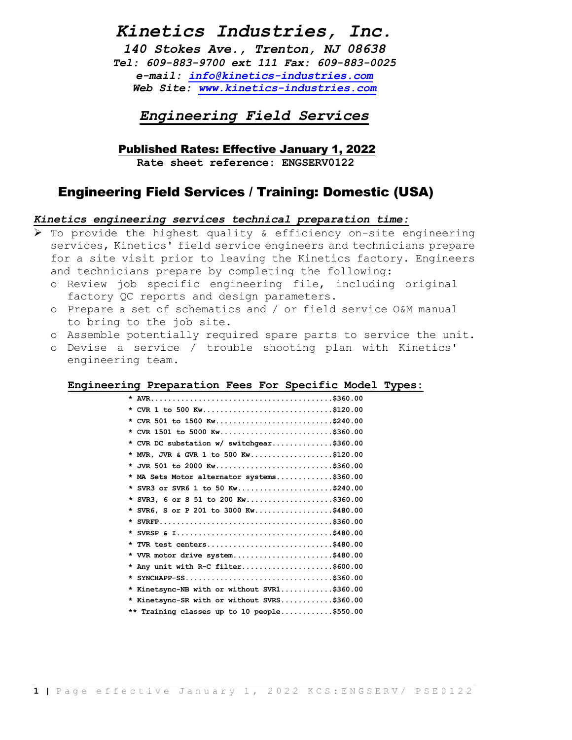# *Kinetics Industries, Inc.*

***140 Stokes Ave., Trenton, NJ 08638***
***Tel: 609-883-9700 ext 111 Fax: 609-883-0025***
***e-mail: info@kinetics-industries.com***
***Web Site: www.kinetics-industries.com***

## *Engineering Field Services*

**Published Rates: Effective January 1, 2022**
**Rate sheet reference: ENGSERV0122**

## Engineering Field Services / Training: Domestic (USA)

***Kinetics engineering services technical preparation time:***

- To provide the highest quality & efficiency on-site engineering services, Kinetics' field service engineers and technicians prepare for a site visit prior to leaving the Kinetics factory. Engineers and technicians prepare by completing the following:
  - Review job specific engineering file, including original factory QC reports and design parameters.
  - Prepare a set of schematics and / or field service O&M manual to bring to the job site.
  - Assemble potentially required spare parts to service the unit.
  - Devise a service / trouble shooting plan with Kinetics' engineering team.

**Engineering Preparation Fees For Specific Model Types:**

**\* AVR........................................$360.00**
**\* CVR 1 to 500 Kw.............................$120.00**
**\* CVR 501 to 1500 Kw..........................$240.00**
**\* CVR 1501 to 5000 Kw.........................$360.00**
**\* CVR DC substation w/ switchgear.............$360.00**
**\* MVR, JVR & GVR 1 to 500 Kw..................$120.00**
**\* JVR 501 to 2000 Kw..........................$360.00**
**\* MA Sets Motor alternator systems............$360.00**
**\* SVR3 or SVR6 1 to 50 Kw.....................$240.00**
**\* SVR3, 6 or S 51 to 200 Kw...................$360.00**
**\* SVR6, S or P 201 to 3000 Kw.................$480.00**
**\* SVRFP.......................................$360.00**
**\* SVRSP & I...................................$480.00**
**\* TVR test centers............................$480.00**
**\* VVR motor drive system......................$480.00**
**\* Any unit with R-C filter....................$600.00**
**\* SYNCHAPP-SS.................................$360.00**
**\* Kinetsync-NB with or without SVR1...........$360.00**
**\* Kinetsync-SR with or without SVRS...........$360.00**
**\*\* Training classes up to 10 people...........$550.00**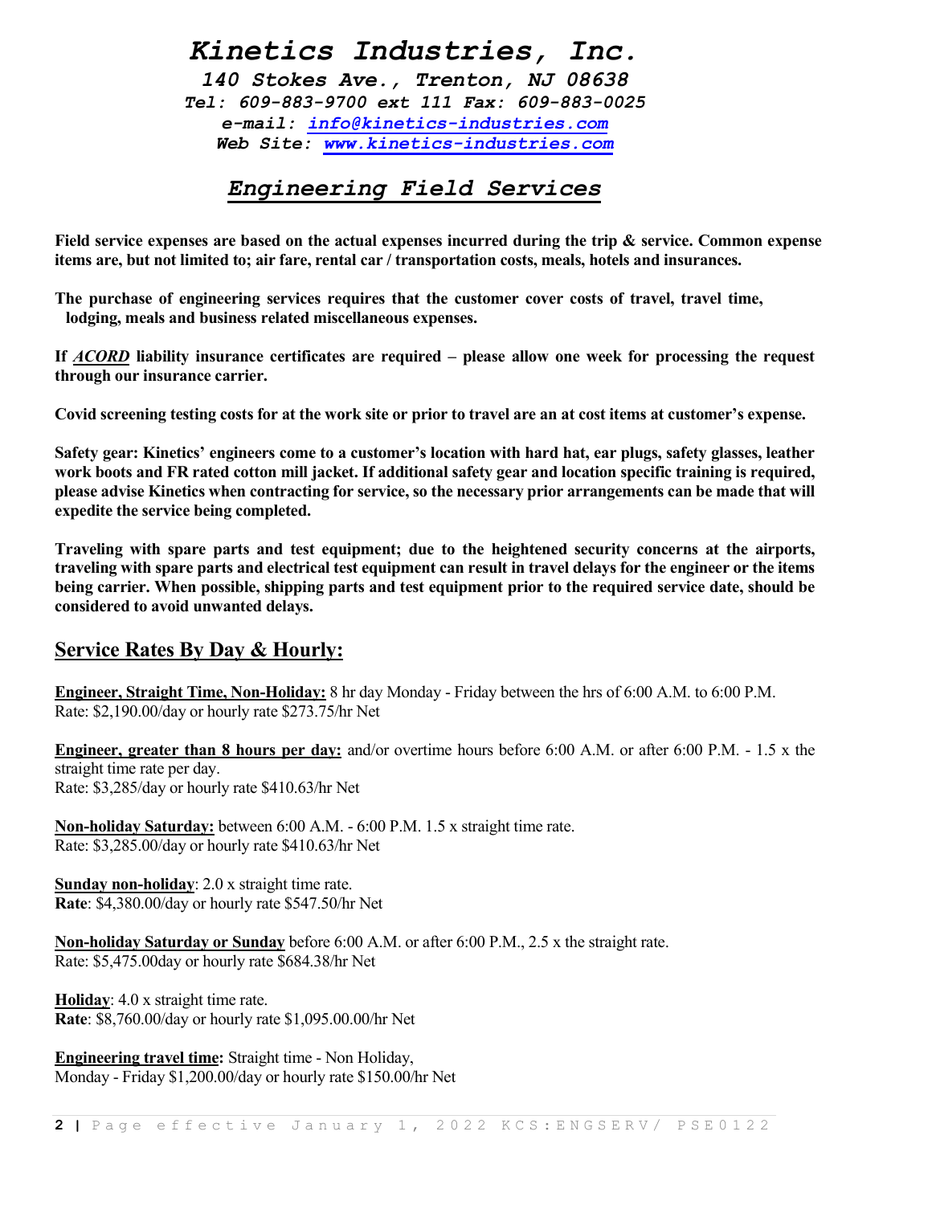# *Kinetics Industries, Inc.*

***140 Stokes Ave., Trenton, NJ 08638***
***Tel: 609-883-9700 ext 111 Fax: 609-883-0025***
***e-mail: [info@kinetics-industries.com](mailto:info@kinetics-industries.com)***
***Web Site: [www.kinetics-industries.com](http://www.kinetics-industries.com)***

## *Engineering Field Services*

**Field service expenses are based on the actual expenses incurred during the trip & service. Common expense items are, but not limited to; air fare, rental car / transportation costs, meals, hotels and insurances.**

**The purchase of engineering services requires that the customer cover costs of travel, travel time, lodging, meals and business related miscellaneous expenses.**

**If *ACORD* liability insurance certificates are required – please allow one week for processing the request through our insurance carrier.**

**Covid screening testing costs for at the work site or prior to travel are an at cost items at customer's expense.**

**Safety gear: Kinetics' engineers come to a customer's location with hard hat, ear plugs, safety glasses, leather work boots and FR rated cotton mill jacket. If additional safety gear and location specific training is required, please advise Kinetics when contracting for service, so the necessary prior arrangements can be made that will expedite the service being completed.**

**Traveling with spare parts and test equipment; due to the heightened security concerns at the airports, traveling with spare parts and electrical test equipment can result in travel delays for the engineer or the items being carrier. When possible, shipping parts and test equipment prior to the required service date, should be considered to avoid unwanted delays.**

## Service Rates By Day & Hourly:

**Engineer, Straight Time, Non-Holiday:** 8 hr day Monday - Friday between the hrs of 6:00 A.M. to 6:00 P.M.
Rate: $2,190.00/day or hourly rate $273.75/hr Net

**Engineer, greater than 8 hours per day:** and/or overtime hours before 6:00 A.M. or after 6:00 P.M. - 1.5 x the straight time rate per day.
Rate: $3,285/day or hourly rate $410.63/hr Net

**Non-holiday Saturday:** between 6:00 A.M. - 6:00 P.M. 1.5 x straight time rate.
Rate: $3,285.00/day or hourly rate $410.63/hr Net

**Sunday non-holiday**: 2.0 x straight time rate.
**Rate**: $4,380.00/day or hourly rate $547.50/hr Net

**Non-holiday Saturday or Sunday** before 6:00 A.M. or after 6:00 P.M., 2.5 x the straight rate.
Rate: $5,475.00day or hourly rate $684.38/hr Net

**Holiday**: 4.0 x straight time rate.
**Rate**: $8,760.00/day or hourly rate $1,095.00.00/hr Net

**Engineering travel time:** Straight time - Non Holiday,
Monday - Friday $1,200.00/day or hourly rate $150.00/hr Net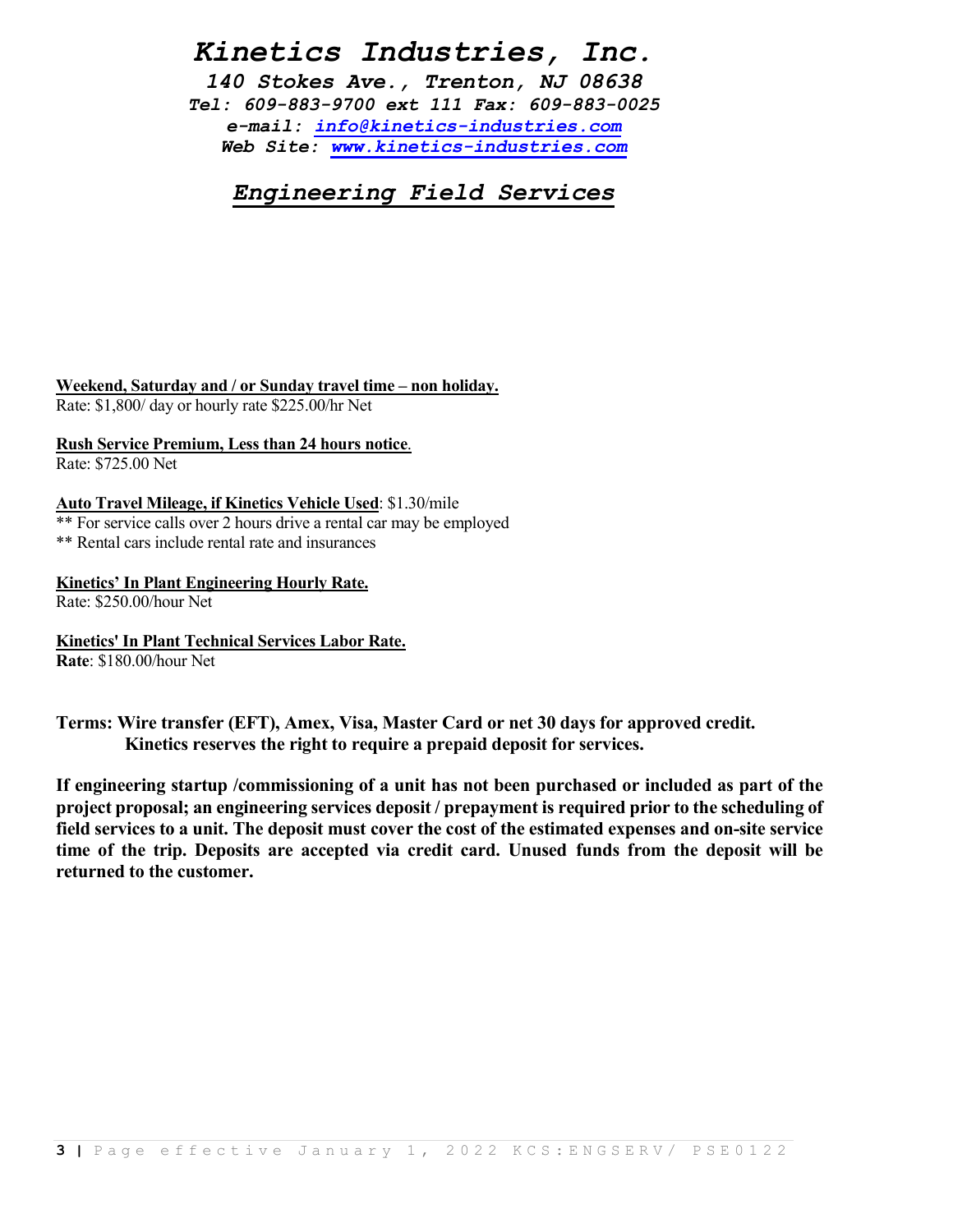# *Kinetics Industries, Inc.*

***140 Stokes Ave., Trenton, NJ 08638***

***Tel: 609-883-9700 ext 111 Fax: 609-883-0025***

***e-mail: info@kinetics-industries.com***

***Web Site: www.kinetics-industries.com***

## *Engineering Field Services*

**Weekend, Saturday and / or Sunday travel time – non holiday.**
Rate: $1,800/ day or hourly rate $225.00/hr Net

**Rush Service Premium, Less than 24 hours notice**.
Rate: $725.00 Net

**Auto Travel Mileage, if Kinetics Vehicle Used**: $1.30/mile
** For service calls over 2 hours drive a rental car may be employed
** Rental cars include rental rate and insurances

**Kinetics' In Plant Engineering Hourly Rate.**
Rate: $250.00/hour Net

**Kinetics' In Plant Technical Services Labor Rate.**
**Rate**: $180.00/hour Net

**Terms: Wire transfer (EFT), Amex, Visa, Master Card or net 30 days for approved credit. Kinetics reserves the right to require a prepaid deposit for services.**

**If engineering startup /commissioning of a unit has not been purchased or included as part of the project proposal; an engineering services deposit / prepayment is required prior to the scheduling of field services to a unit. The deposit must cover the cost of the estimated expenses and on-site service time of the trip. Deposits are accepted via credit card. Unused funds from the deposit will be returned to the customer.**

Page effective January 1, 2022 KCS:ENGSERV/ PSE0122